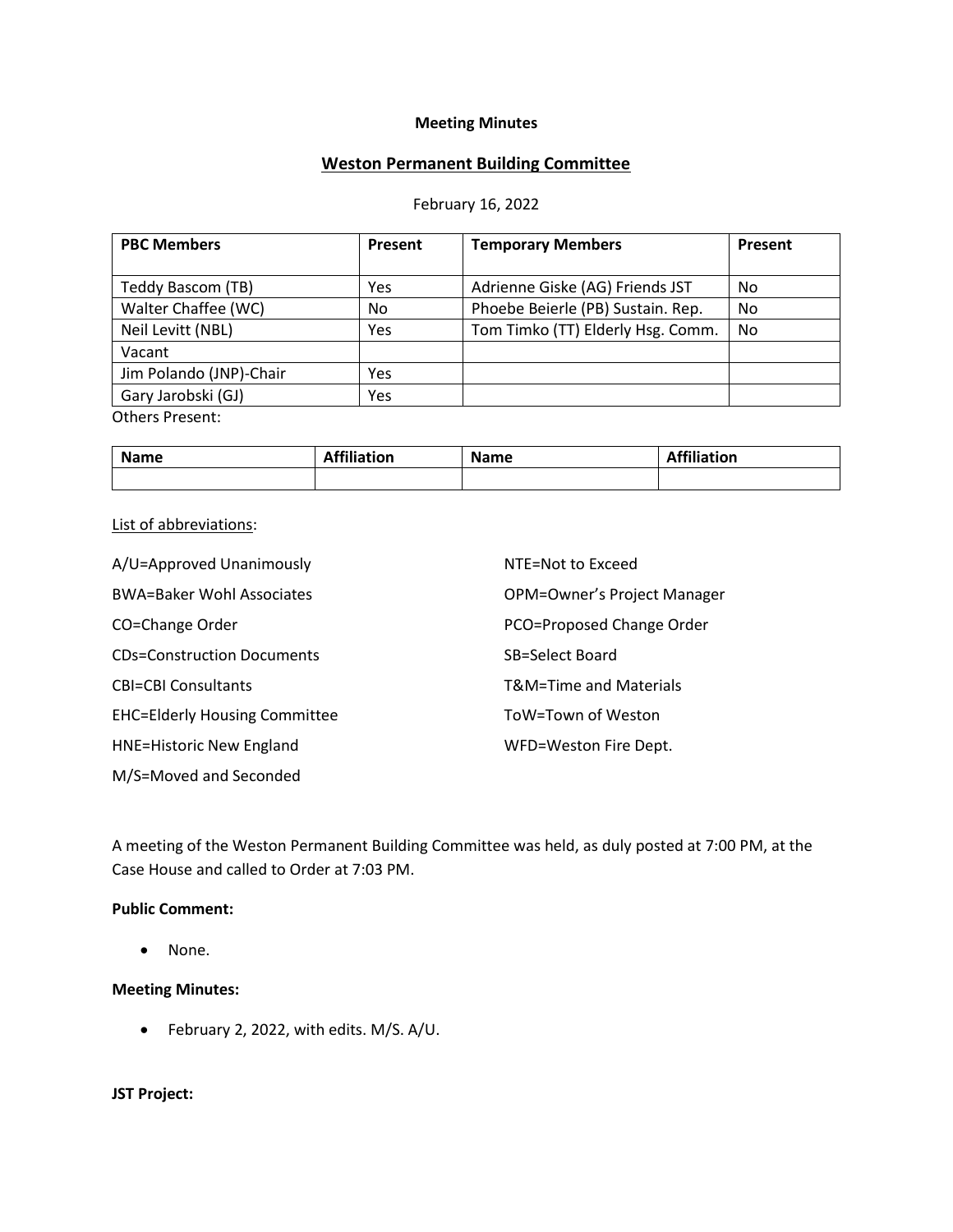**Meeting Minutes**

## Weston Permanent Building Committee

February 16, 2022

| PBC Members | Present | Temporary Members | Present |
|---|---|---|---|
| Teddy Bascom (TB) | Yes | Adrienne Giske (AG) Friends JST | No |
| Walter Chaffee (WC) | No | Phoebe Beierle (PB) Sustain. Rep. | No |
| Neil Levitt (NBL) | Yes | Tom Timko (TT) Elderly Hsg. Comm. | No |
| Vacant | | | |
| Jim Polando (JNP)-Chair | Yes | | |
| Gary Jarobski (GJ) | Yes | | |

Others Present:

| Name | Affiliation | Name | Affiliation |
|---|---|---|---|
| | | | |

List of abbreviations:

A/U=Approved Unanimously

BWA=Baker Wohl Associates

CO=Change Order

CDs=Construction Documents

CBI=CBI Consultants

EHC=Elderly Housing Committee

HNE=Historic New England

M/S=Moved and Seconded

NTE=Not to Exceed

OPM=Owner's Project Manager

PCO=Proposed Change Order

SB=Select Board

T&M=Time and Materials

ToW=Town of Weston

WFD=Weston Fire Dept.

A meeting of the Weston Permanent Building Committee was held, as duly posted at 7:00 PM, at the Case House and called to Order at 7:03 PM.

**Public Comment:**

- None.

**Meeting Minutes:**

- February 2, 2022, with edits. M/S. A/U.

**JST Project:**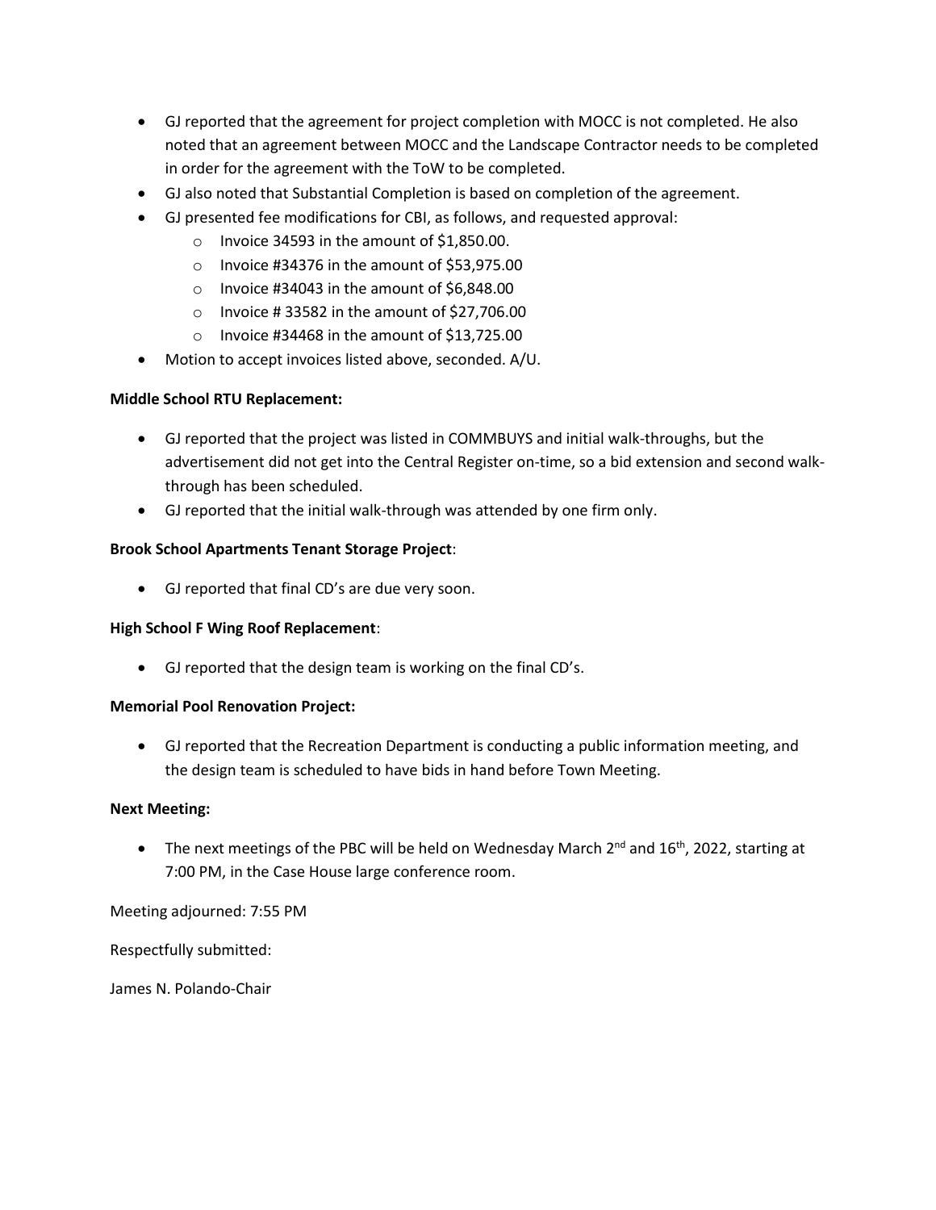- GJ reported that the agreement for project completion with MOCC is not completed. He also noted that an agreement between MOCC and the Landscape Contractor needs to be completed in order for the agreement with the ToW to be completed.
- GJ also noted that Substantial Completion is based on completion of the agreement.
- GJ presented fee modifications for CBI, as follows, and requested approval:
  - Invoice 34593 in the amount of $1,850.00.
  - Invoice #34376 in the amount of $53,975.00
  - Invoice #34043 in the amount of $6,848.00
  - Invoice # 33582 in the amount of $27,706.00
  - Invoice #34468 in the amount of $13,725.00
- Motion to accept invoices listed above, seconded. A/U.

**Middle School RTU Replacement:**

- GJ reported that the project was listed in COMMBUYS and initial walk-throughs, but the advertisement did not get into the Central Register on-time, so a bid extension and second walk-through has been scheduled.
- GJ reported that the initial walk-through was attended by one firm only.

**Brook School Apartments Tenant Storage Project**:

- GJ reported that final CD's are due very soon.

**High School F Wing Roof Replacement**:

- GJ reported that the design team is working on the final CD's.

**Memorial Pool Renovation Project:**

- GJ reported that the Recreation Department is conducting a public information meeting, and the design team is scheduled to have bids in hand before Town Meeting.

**Next Meeting:**

- The next meetings of the PBC will be held on Wednesday March 2nd and 16th, 2022, starting at 7:00 PM, in the Case House large conference room.

Meeting adjourned: 7:55 PM

Respectfully submitted:

James N. Polando-Chair